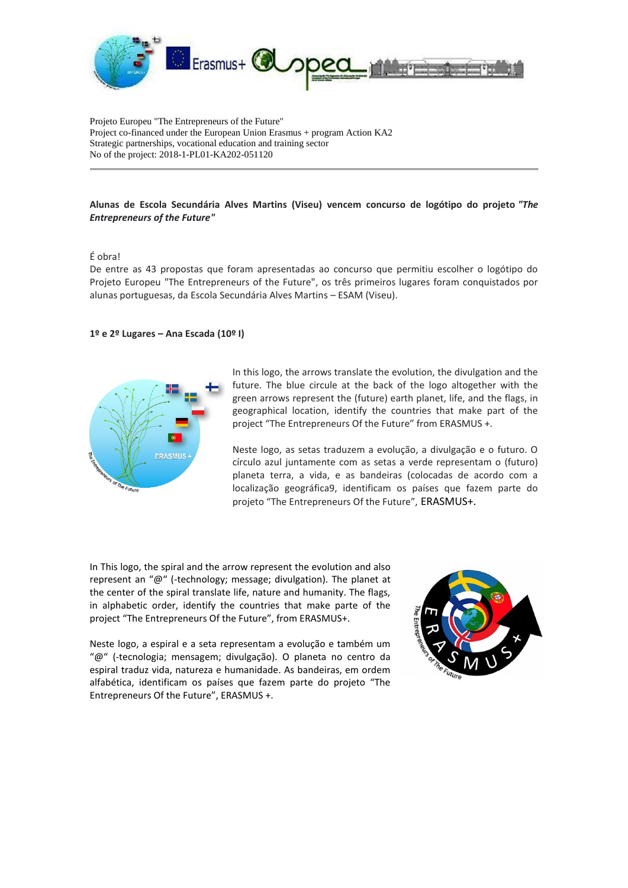Projeto Europeu "The Entrepreneurs of the Future"
Project co-financed under the European Union Erasmus + program Action KA2
Strategic partnerships, vocational education and training sector
No of the project: 2018-1-PL01-KA202-051120

**Alunas de Escola Secundária Alves Martins (Viseu) vencem concurso de logótipo do projeto *"The Entrepreneurs of the Future"***

É obra!
De entre as 43 propostas que foram apresentadas ao concurso que permitiu escolher o logótipo do Projeto Europeu "The Entrepreneurs of the Future", os três primeiros lugares foram conquistados por alunas portuguesas, da Escola Secundária Alves Martins – ESAM (Viseu).

**1º e 2º Lugares – Ana Escada (10º I)**

In this logo, the arrows translate the evolution, the divulgation and the future. The blue circule at the back of the logo altogether with the green arrows represent the (future) earth planet, life, and the flags, in geographical location, identify the countries that make part of the project "The Entrepreneurs Of the Future" from ERASMUS +.

Neste logo, as setas traduzem a evolução, a divulgação e o futuro. O círculo azul juntamente com as setas a verde representam o (futuro) planeta terra, a vida, e as bandeiras (colocadas de acordo com a localização geográfica9, identificam os países que fazem parte do projeto "The Entrepreneurs Of the Future", ERASMUS+.

In This logo, the spiral and the arrow represent the evolution and also represent an "@" (-technology; message; divulgation). The planet at the center of the spiral translate life, nature and humanity. The flags, in alphabetic order, identify the countries that make parte of the project "The Entrepreneurs Of the Future", from ERASMUS+.

Neste logo, a espiral e a seta representam a evolução e também um "@" (-tecnologia; mensagem; divulgação). O planeta no centro da espiral traduz vida, natureza e humanidade. As bandeiras, em ordem alfabética, identificam os países que fazem parte do projeto "The Entrepreneurs Of the Future", ERASMUS +.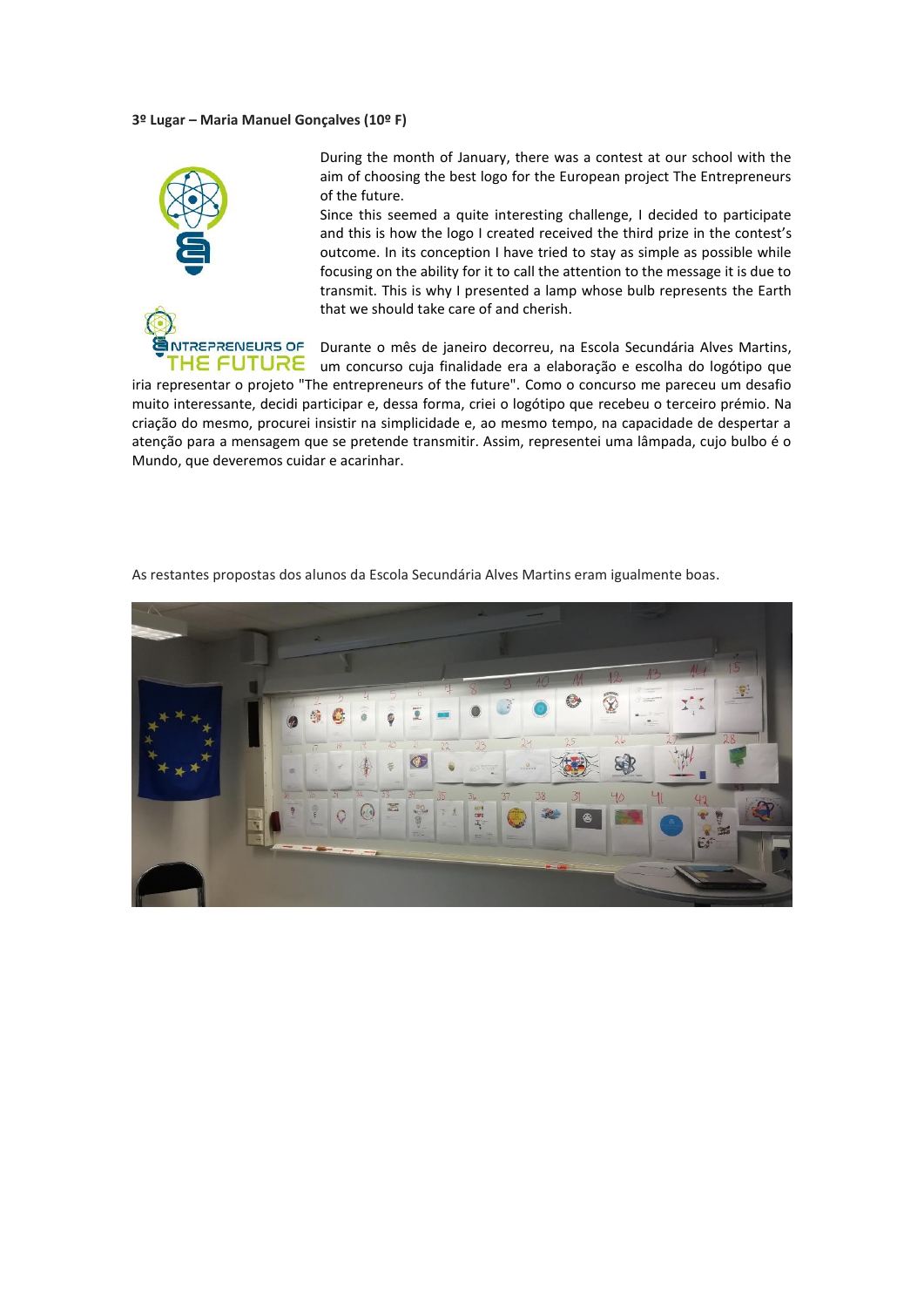**3º Lugar – Maria Manuel Gonçalves (10º F)**

During the month of January, there was a contest at our school with the aim of choosing the best logo for the European project The Entrepreneurs of the future.

Since this seemed a quite interesting challenge, I decided to participate and this is how the logo I created received the third prize in the contest's outcome. In its conception I have tried to stay as simple as possible while focusing on the ability for it to call the attention to the message it is due to transmit. This is why I presented a lamp whose bulb represents the Earth that we should take care of and cherish.

Durante o mês de janeiro decorreu, na Escola Secundária Alves Martins, um concurso cuja finalidade era a elaboração e escolha do logótipo que iria representar o projeto "The entrepreneurs of the future". Como o concurso me pareceu um desafio muito interessante, decidi participar e, dessa forma, criei o logótipo que recebeu o terceiro prémio. Na criação do mesmo, procurei insistir na simplicidade e, ao mesmo tempo, na capacidade de despertar a atenção para a mensagem que se pretende transmitir. Assim, representei uma lâmpada, cujo bulbo é o Mundo, que deveremos cuidar e acarinhar.

As restantes propostas dos alunos da Escola Secundária Alves Martins eram igualmente boas.